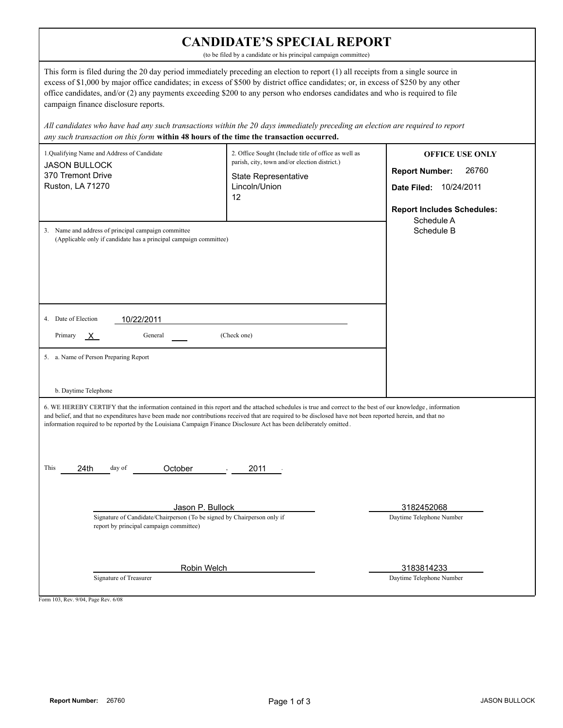# CANDIDATE'S SPECIAL REPORT

(to be filed by a candidate or his principal campaign committee)

This form is filed during the 20 day period immediately preceding an election to report (1) all receipts from a single source in excess of $1,000 by major office candidates; in excess of $500 by district office candidates; or, in excess of $250 by any other office candidates, and/or (2) any payments exceeding $200 to any person who endorses candidates and who is required to file campaign finance disclosure reports.

*All candidates who have had any such transactions within the 20 days immediately preceding an election are required to report any such transaction on this form* **within 48 hours of the time the transaction occurred.**

| 1. Qualifying Name and Address of Candidate | 2. Office Sought (Include title of office as well as parish, city, town and/or election district.) | OFFICE USE ONLY |
|---|---|---|
| JASON BULLOCK<br>370 Tremont Drive<br>Ruston, LA 71270 | State Representative<br>Lincoln/Union<br>12 | **Report Number:** 26760<br>**Date Filed:** 10/24/2011<br>**Report Includes Schedules:**<br>Schedule A<br>Schedule B |

3. Name and address of principal campaign committee
(Applicable only if candidate has a principal campaign committee)

4. Date of Election 10/22/2011

Primary X General ___ (Check one)

5. a. Name of Person Preparing Report

b. Daytime Telephone

6. WE HEREBY CERTIFY that the information contained in this report and the attached schedules is true and correct to the best of our knowledge, information and belief, and that no expenditures have been made nor contributions received that are required to be disclosed have not been reported herein, and that no information required to be reported by the Louisiana Campaign Finance Disclosure Act has been deliberately omitted.

This 24th day of October, 2011.

Jason P. Bullock
Signature of Candidate/Chairperson (To be signed by Chairperson only if report by principal campaign committee)

3182452068
Daytime Telephone Number

Robin Welch
Signature of Treasurer

3183814233
Daytime Telephone Number

Form 103, Rev. 9/04, Page Rev. 6/08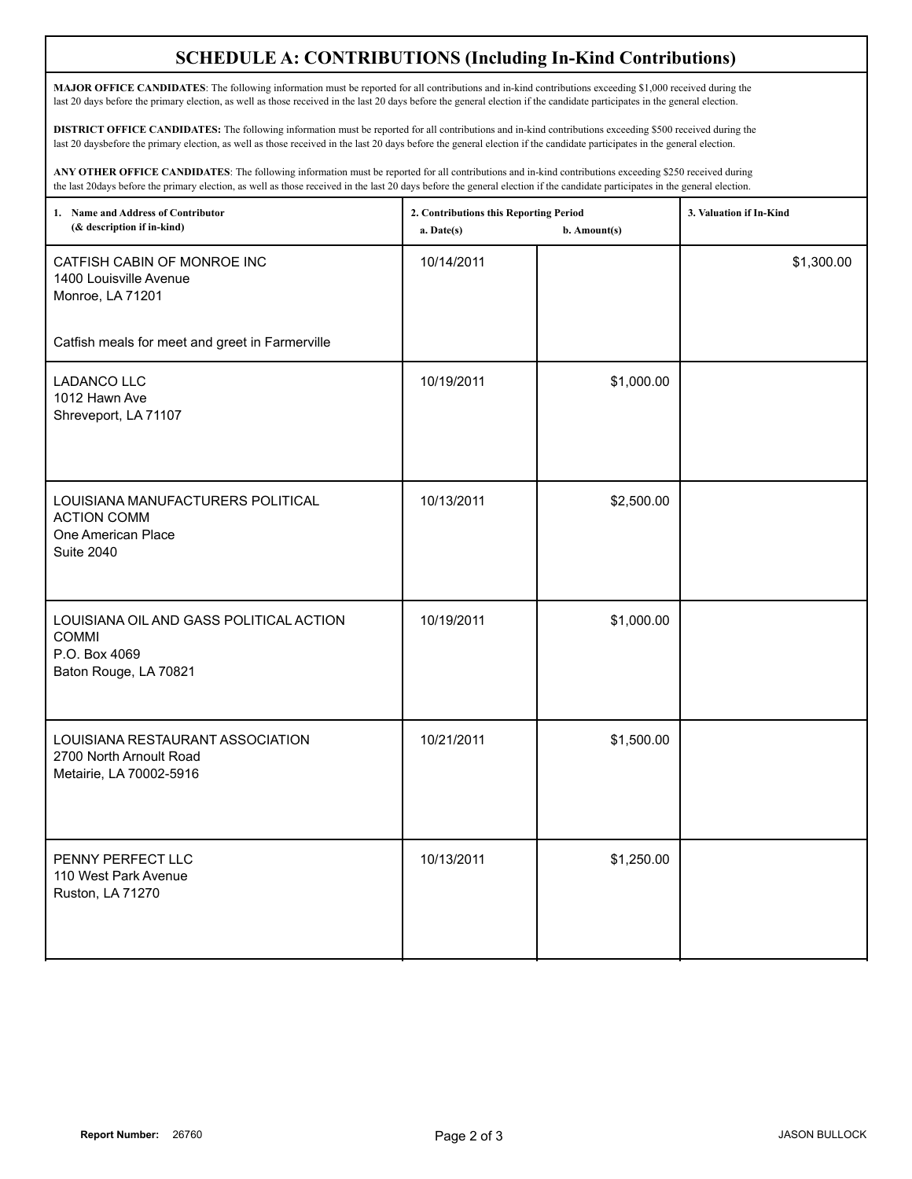# SCHEDULE A: CONTRIBUTIONS (Including In-Kind Contributions)

**MAJOR OFFICE CANDIDATES**: The following information must be reported for all contributions and in-kind contributions exceeding $1,000 received during the last 20 days before the primary election, as well as those received in the last 20 days before the general election if the candidate participates in the general election.

**DISTRICT OFFICE CANDIDATES:** The following information must be reported for all contributions and in-kind contributions exceeding $500 received during the last 20 daysbefore the primary election, as well as those received in the last 20 days before the general election if the candidate participates in the general election.

**ANY OTHER OFFICE CANDIDATES**: The following information must be reported for all contributions and in-kind contributions exceeding $250 received during the last 20days before the primary election, as well as those received in the last 20 days before the general election if the candidate participates in the general election.

| 1. Name and Address of Contributor (& description if in-kind) | 2. Contributions this Reporting Period a. Date(s) | b. Amount(s) | 3. Valuation if In-Kind |
|---|---|---|---|
| CATFISH CABIN OF MONROE INC<br>1400 Louisville Avenue<br>Monroe, LA 71201<br><br>Catfish meals for meet and greet in Farmerville | 10/14/2011 | | $1,300.00 |
| LADANCO LLC<br>1012 Hawn Ave<br>Shreveport, LA 71107 | 10/19/2011 | $1,000.00 | |
| LOUISIANA MANUFACTURERS POLITICAL ACTION COMM<br>One American Place<br>Suite 2040 | 10/13/2011 | $2,500.00 | |
| LOUISIANA OIL AND GASS POLITICAL ACTION COMMI<br>P.O. Box 4069<br>Baton Rouge, LA 70821 | 10/19/2011 | $1,000.00 | |
| LOUISIANA RESTAURANT ASSOCIATION<br>2700 North Arnoult Road<br>Metairie, LA 70002-5916 | 10/21/2011 | $1,500.00 | |
| PENNY PERFECT LLC<br>110 West Park Avenue<br>Ruston, LA 71270 | 10/13/2011 | $1,250.00 | |

**Report Number:** 26760 JASON BULLOCK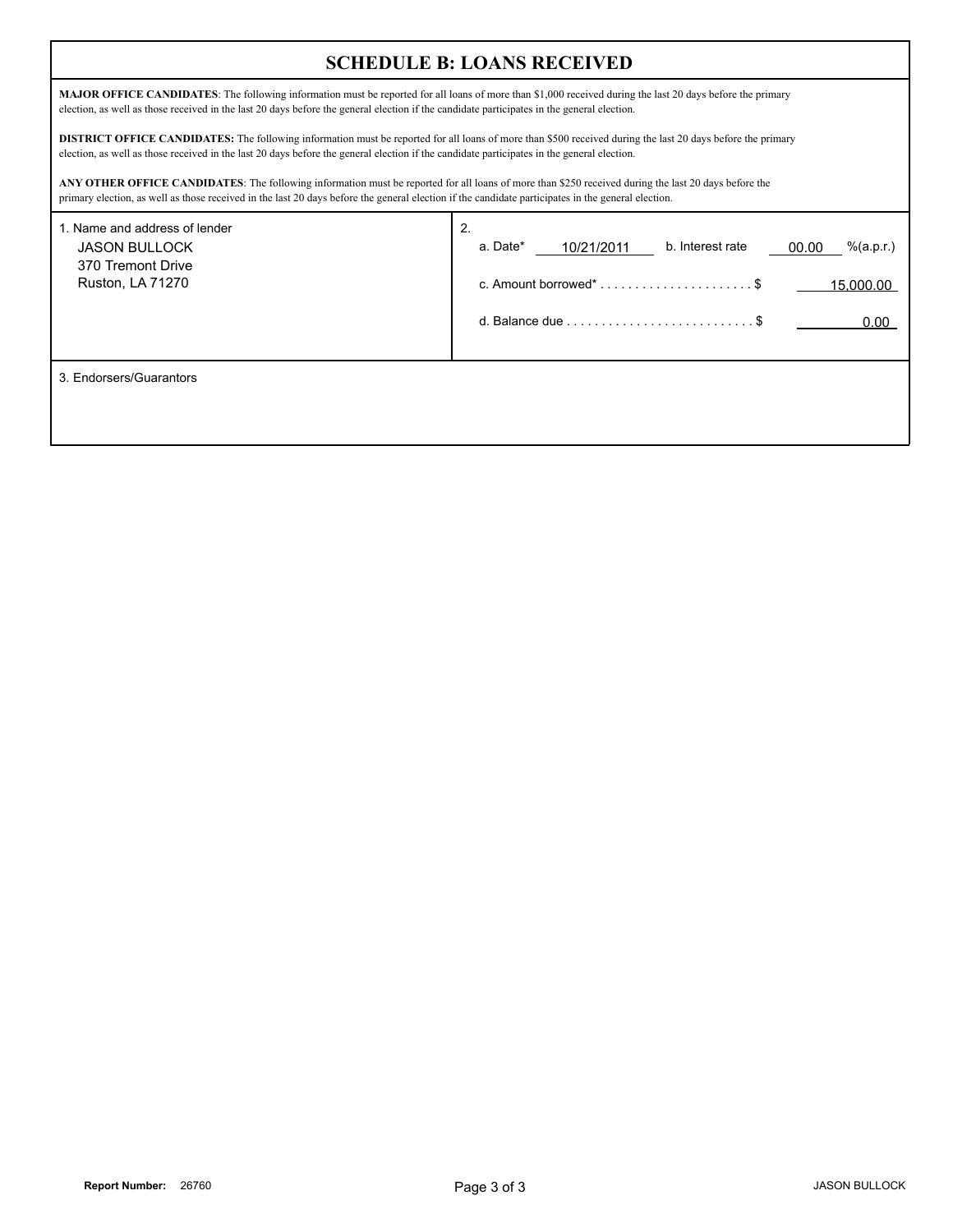# SCHEDULE B: LOANS RECEIVED

**MAJOR OFFICE CANDIDATES**: The following information must be reported for all loans of more than $1,000 received during the last 20 days before the primary election, as well as those received in the last 20 days before the general election if the candidate participates in the general election.

**DISTRICT OFFICE CANDIDATES:** The following information must be reported for all loans of more than $500 received during the last 20 days before the primary election, as well as those received in the last 20 days before the general election if the candidate participates in the general election.

**ANY OTHER OFFICE CANDIDATES**: The following information must be reported for all loans of more than $250 received during the last 20 days before the primary election, as well as those received in the last 20 days before the general election if the candidate participates in the general election.

| 1. Name and address of lender | 2. |
|---|---|
| JASON BULLOCK<br>370 Tremont Drive<br>Ruston, LA 71270 | a. Date* 10/21/2011 b. Interest rate 00.00 %(a.p.r.)<br>c. Amount borrowed* . . . . . . . . . . . . . . . . . . . . . . $ 15,000.00<br>d. Balance due . . . . . . . . . . . . . . . . . . . . . . . . . . . $ 0.00 |

3. Endorsers/Guarantors

**Report Number:** 26760

JASON BULLOCK